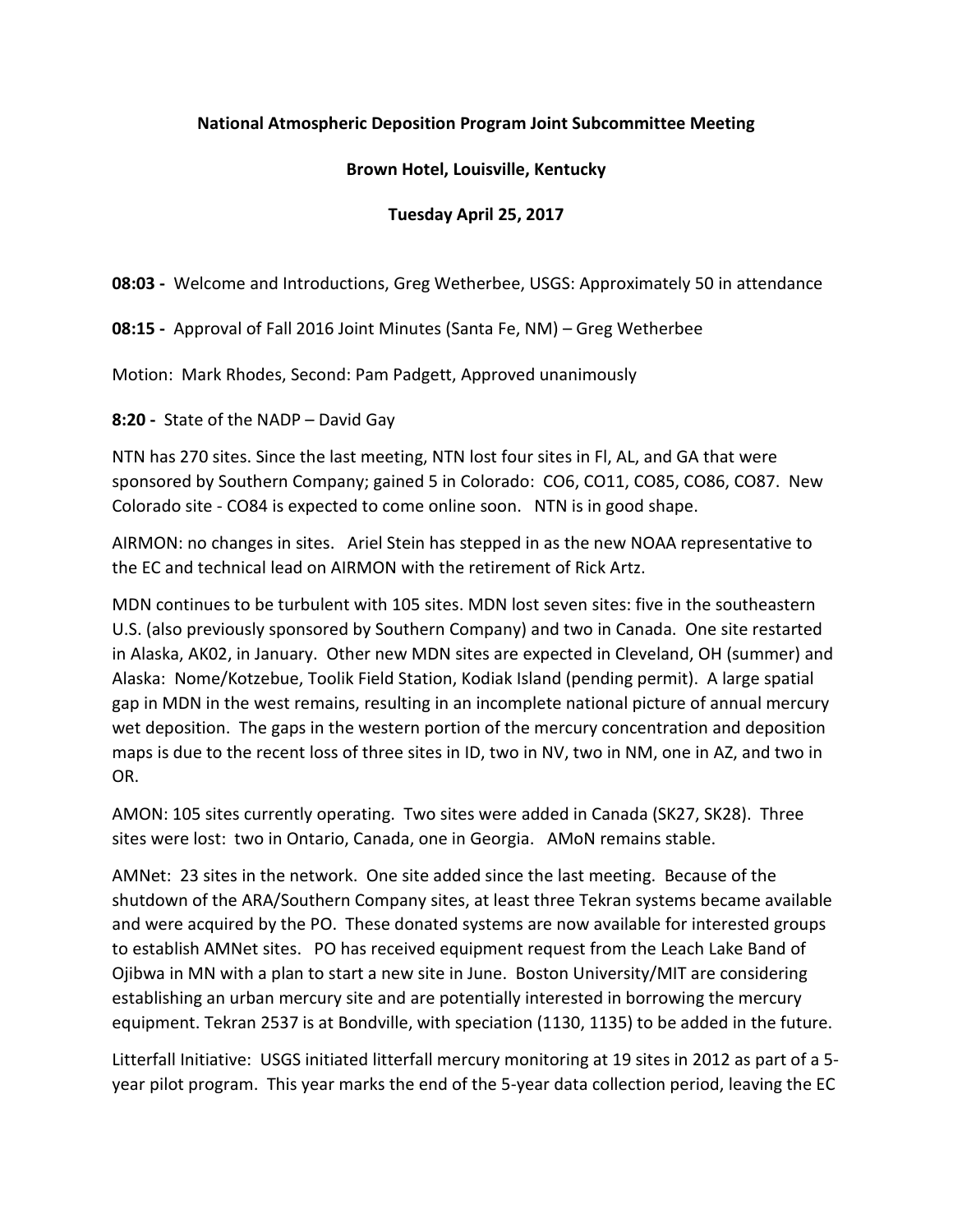**National Atmospheric Deposition Program Joint Subcommittee Meeting**

**Brown Hotel, Louisville, Kentucky**

**Tuesday April 25, 2017**

**08:03 -** Welcome and Introductions, Greg Wetherbee, USGS: Approximately 50 in attendance

**08:15 -** Approval of Fall 2016 Joint Minutes (Santa Fe, NM) – Greg Wetherbee

Motion: Mark Rhodes, Second: Pam Padgett, Approved unanimously

**8:20 -** State of the NADP – David Gay

NTN has 270 sites. Since the last meeting, NTN lost four sites in Fl, AL, and GA that were sponsored by Southern Company; gained 5 in Colorado: CO6, CO11, CO85, CO86, CO87. New Colorado site - CO84 is expected to come online soon. NTN is in good shape.

AIRMON: no changes in sites. Ariel Stein has stepped in as the new NOAA representative to the EC and technical lead on AIRMON with the retirement of Rick Artz.

MDN continues to be turbulent with 105 sites. MDN lost seven sites: five in the southeastern U.S. (also previously sponsored by Southern Company) and two in Canada. One site restarted in Alaska, AK02, in January. Other new MDN sites are expected in Cleveland, OH (summer) and Alaska: Nome/Kotzebue, Toolik Field Station, Kodiak Island (pending permit). A large spatial gap in MDN in the west remains, resulting in an incomplete national picture of annual mercury wet deposition. The gaps in the western portion of the mercury concentration and deposition maps is due to the recent loss of three sites in ID, two in NV, two in NM, one in AZ, and two in OR.

AMON: 105 sites currently operating. Two sites were added in Canada (SK27, SK28). Three sites were lost: two in Ontario, Canada, one in Georgia. AMoN remains stable.

AMNet: 23 sites in the network. One site added since the last meeting. Because of the shutdown of the ARA/Southern Company sites, at least three Tekran systems became available and were acquired by the PO. These donated systems are now available for interested groups to establish AMNet sites. PO has received equipment request from the Leach Lake Band of Ojibwa in MN with a plan to start a new site in June. Boston University/MIT are considering establishing an urban mercury site and are potentially interested in borrowing the mercury equipment. Tekran 2537 is at Bondville, with speciation (1130, 1135) to be added in the future.

Litterfall Initiative: USGS initiated litterfall mercury monitoring at 19 sites in 2012 as part of a 5-year pilot program. This year marks the end of the 5-year data collection period, leaving the EC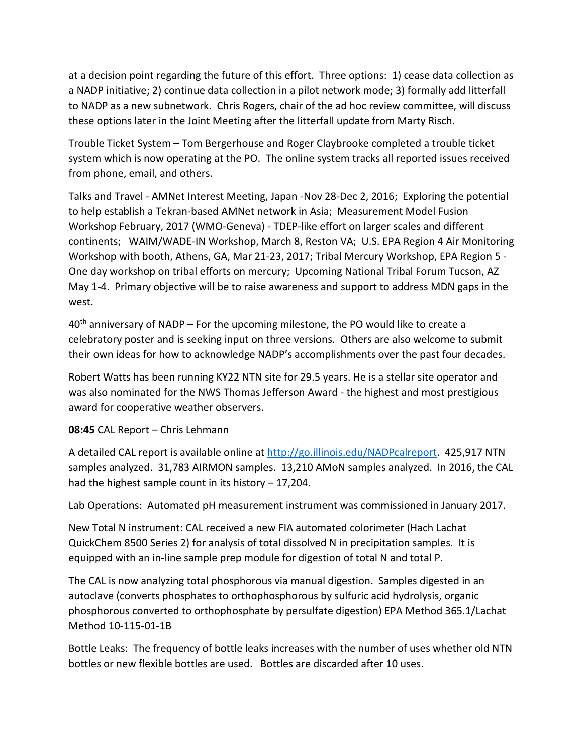at a decision point regarding the future of this effort. Three options: 1) cease data collection as a NADP initiative; 2) continue data collection in a pilot network mode; 3) formally add litterfall to NADP as a new subnetwork. Chris Rogers, chair of the ad hoc review committee, will discuss these options later in the Joint Meeting after the litterfall update from Marty Risch.

Trouble Ticket System – Tom Bergerhouse and Roger Claybrooke completed a trouble ticket system which is now operating at the PO. The online system tracks all reported issues received from phone, email, and others.

Talks and Travel - AMNet Interest Meeting, Japan -Nov 28-Dec 2, 2016; Exploring the potential to help establish a Tekran-based AMNet network in Asia; Measurement Model Fusion Workshop February, 2017 (WMO-Geneva) - TDEP-like effort on larger scales and different continents; WAIM/WADE-IN Workshop, March 8, Reston VA; U.S. EPA Region 4 Air Monitoring Workshop with booth, Athens, GA, Mar 21-23, 2017; Tribal Mercury Workshop, EPA Region 5 - One day workshop on tribal efforts on mercury; Upcoming National Tribal Forum Tucson, AZ May 1-4. Primary objective will be to raise awareness and support to address MDN gaps in the west.

40th anniversary of NADP – For the upcoming milestone, the PO would like to create a celebratory poster and is seeking input on three versions. Others are also welcome to submit their own ideas for how to acknowledge NADP's accomplishments over the past four decades.

Robert Watts has been running KY22 NTN site for 29.5 years. He is a stellar site operator and was also nominated for the NWS Thomas Jefferson Award - the highest and most prestigious award for cooperative weather observers.

**08:45** CAL Report – Chris Lehmann

A detailed CAL report is available online at [http://go.illinois.edu/NADPcalreport](http://go.illinois.edu/NADPcalreport). 425,917 NTN samples analyzed. 31,783 AIRMON samples. 13,210 AMoN samples analyzed. In 2016, the CAL had the highest sample count in its history – 17,204.

Lab Operations: Automated pH measurement instrument was commissioned in January 2017.

New Total N instrument: CAL received a new FIA automated colorimeter (Hach Lachat QuickChem 8500 Series 2) for analysis of total dissolved N in precipitation samples. It is equipped with an in-line sample prep module for digestion of total N and total P.

The CAL is now analyzing total phosphorous via manual digestion. Samples digested in an autoclave (converts phosphates to orthophosphorous by sulfuric acid hydrolysis, organic phosphorous converted to orthophosphate by persulfate digestion) EPA Method 365.1/Lachat Method 10-115-01-1B

Bottle Leaks: The frequency of bottle leaks increases with the number of uses whether old NTN bottles or new flexible bottles are used. Bottles are discarded after 10 uses.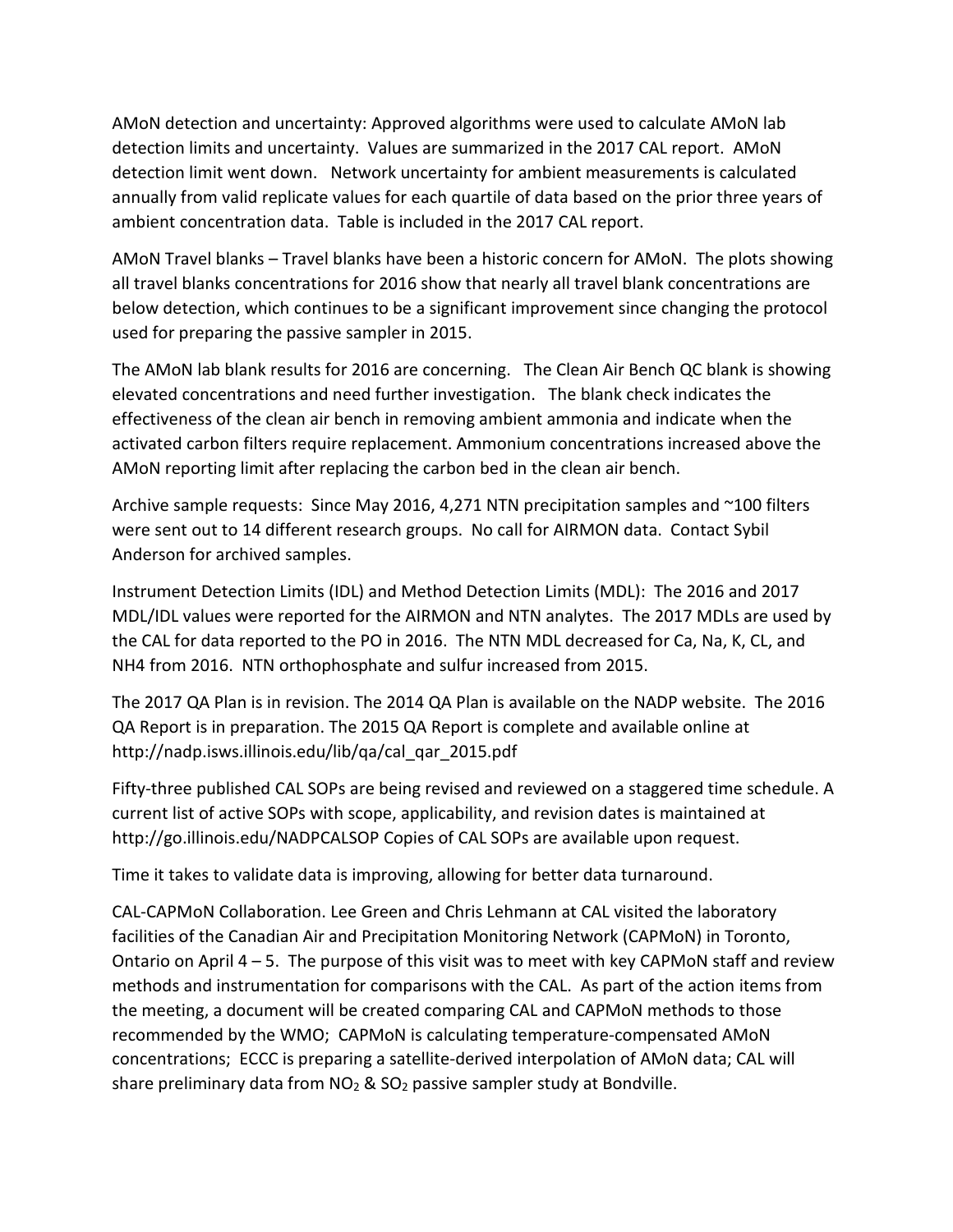AMoN detection and uncertainty: Approved algorithms were used to calculate AMoN lab detection limits and uncertainty. Values are summarized in the 2017 CAL report. AMoN detection limit went down. Network uncertainty for ambient measurements is calculated annually from valid replicate values for each quartile of data based on the prior three years of ambient concentration data. Table is included in the 2017 CAL report.

AMoN Travel blanks – Travel blanks have been a historic concern for AMoN. The plots showing all travel blanks concentrations for 2016 show that nearly all travel blank concentrations are below detection, which continues to be a significant improvement since changing the protocol used for preparing the passive sampler in 2015.

The AMoN lab blank results for 2016 are concerning. The Clean Air Bench QC blank is showing elevated concentrations and need further investigation. The blank check indicates the effectiveness of the clean air bench in removing ambient ammonia and indicate when the activated carbon filters require replacement. Ammonium concentrations increased above the AMoN reporting limit after replacing the carbon bed in the clean air bench.

Archive sample requests: Since May 2016, 4,271 NTN precipitation samples and ~100 filters were sent out to 14 different research groups. No call for AIRMON data. Contact Sybil Anderson for archived samples.

Instrument Detection Limits (IDL) and Method Detection Limits (MDL): The 2016 and 2017 MDL/IDL values were reported for the AIRMON and NTN analytes. The 2017 MDLs are used by the CAL for data reported to the PO in 2016. The NTN MDL decreased for Ca, Na, K, CL, and NH4 from 2016. NTN orthophosphate and sulfur increased from 2015.

The 2017 QA Plan is in revision. The 2014 QA Plan is available on the NADP website. The 2016 QA Report is in preparation. The 2015 QA Report is complete and available online at http://nadp.isws.illinois.edu/lib/qa/cal_qar_2015.pdf

Fifty-three published CAL SOPs are being revised and reviewed on a staggered time schedule. A current list of active SOPs with scope, applicability, and revision dates is maintained at http://go.illinois.edu/NADPCALSOP Copies of CAL SOPs are available upon request.

Time it takes to validate data is improving, allowing for better data turnaround.

CAL-CAPMoN Collaboration. Lee Green and Chris Lehmann at CAL visited the laboratory facilities of the Canadian Air and Precipitation Monitoring Network (CAPMoN) in Toronto, Ontario on April 4 – 5. The purpose of this visit was to meet with key CAPMoN staff and review methods and instrumentation for comparisons with the CAL. As part of the action items from the meeting, a document will be created comparing CAL and CAPMoN methods to those recommended by the WMO; CAPMoN is calculating temperature-compensated AMoN concentrations; ECCC is preparing a satellite-derived interpolation of AMoN data; CAL will share preliminary data from $NO_2$ & $SO_2$ passive sampler study at Bondville.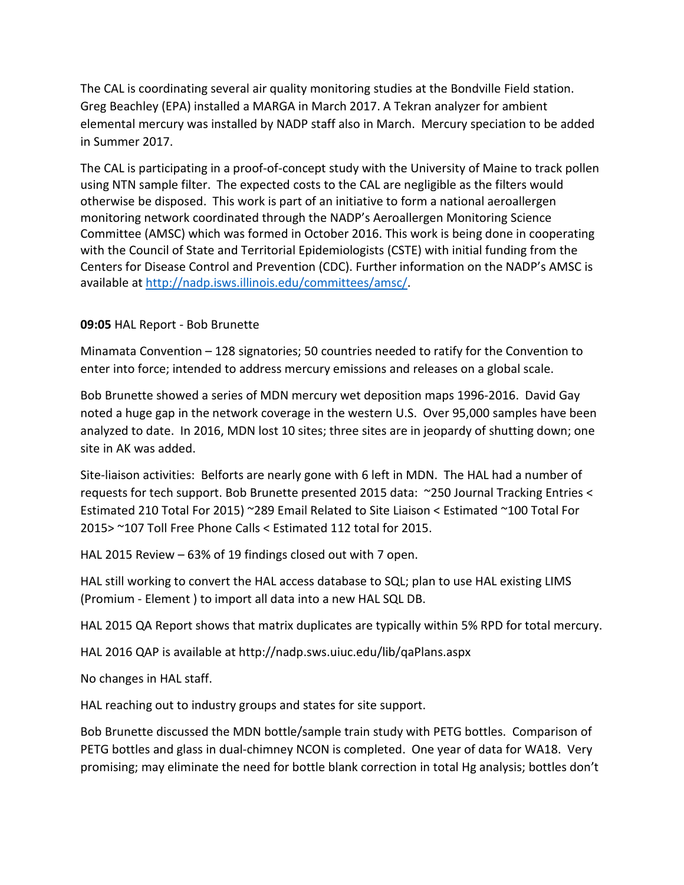The CAL is coordinating several air quality monitoring studies at the Bondville Field station. Greg Beachley (EPA) installed a MARGA in March 2017. A Tekran analyzer for ambient elemental mercury was installed by NADP staff also in March. Mercury speciation to be added in Summer 2017.

The CAL is participating in a proof-of-concept study with the University of Maine to track pollen using NTN sample filter. The expected costs to the CAL are negligible as the filters would otherwise be disposed. This work is part of an initiative to form a national aeroallergen monitoring network coordinated through the NADP's Aeroallergen Monitoring Science Committee (AMSC) which was formed in October 2016. This work is being done in cooperating with the Council of State and Territorial Epidemiologists (CSTE) with initial funding from the Centers for Disease Control and Prevention (CDC). Further information on the NADP's AMSC is available at http://nadp.isws.illinois.edu/committees/amsc/.

**09:05** HAL Report - Bob Brunette

Minamata Convention – 128 signatories; 50 countries needed to ratify for the Convention to enter into force; intended to address mercury emissions and releases on a global scale.

Bob Brunette showed a series of MDN mercury wet deposition maps 1996-2016. David Gay noted a huge gap in the network coverage in the western U.S. Over 95,000 samples have been analyzed to date. In 2016, MDN lost 10 sites; three sites are in jeopardy of shutting down; one site in AK was added.

Site-liaison activities: Belforts are nearly gone with 6 left in MDN. The HAL had a number of requests for tech support. Bob Brunette presented 2015 data: ~250 Journal Tracking Entries < Estimated 210 Total For 2015) ~289 Email Related to Site Liaison < Estimated ~100 Total For 2015> ~107 Toll Free Phone Calls < Estimated 112 total for 2015.

HAL 2015 Review – 63% of 19 findings closed out with 7 open.

HAL still working to convert the HAL access database to SQL; plan to use HAL existing LIMS (Promium - Element ) to import all data into a new HAL SQL DB.

HAL 2015 QA Report shows that matrix duplicates are typically within 5% RPD for total mercury.

HAL 2016 QAP is available at http://nadp.sws.uiuc.edu/lib/qaPlans.aspx

No changes in HAL staff.

HAL reaching out to industry groups and states for site support.

Bob Brunette discussed the MDN bottle/sample train study with PETG bottles. Comparison of PETG bottles and glass in dual-chimney NCON is completed. One year of data for WA18. Very promising; may eliminate the need for bottle blank correction in total Hg analysis; bottles don't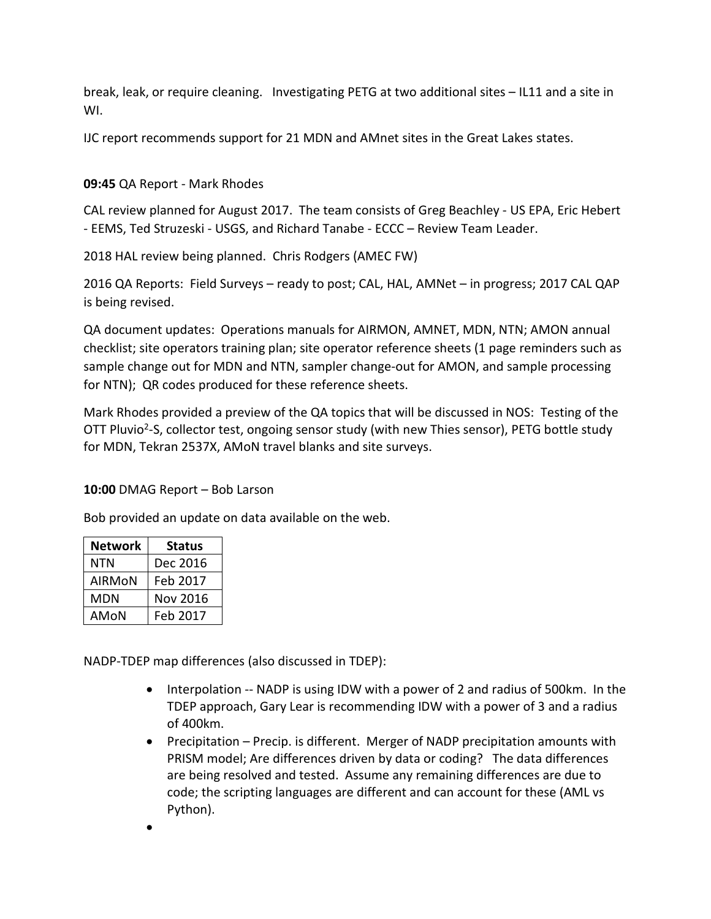break, leak, or require cleaning. Investigating PETG at two additional sites – IL11 and a site in WI.

IJC report recommends support for 21 MDN and AMnet sites in the Great Lakes states.

**09:45** QA Report - Mark Rhodes

CAL review planned for August 2017. The team consists of Greg Beachley - US EPA, Eric Hebert - EEMS, Ted Struzeski - USGS, and Richard Tanabe - ECCC – Review Team Leader.

2018 HAL review being planned. Chris Rodgers (AMEC FW)

2016 QA Reports: Field Surveys – ready to post; CAL, HAL, AMNet – in progress; 2017 CAL QAP is being revised.

QA document updates: Operations manuals for AIRMON, AMNET, MDN, NTN; AMON annual checklist; site operators training plan; site operator reference sheets (1 page reminders such as sample change out for MDN and NTN, sampler change-out for AMON, and sample processing for NTN); QR codes produced for these reference sheets.

Mark Rhodes provided a preview of the QA topics that will be discussed in NOS: Testing of the OTT Pluvio$^2$-S, collector test, ongoing sensor study (with new Thies sensor), PETG bottle study for MDN, Tekran 2537X, AMoN travel blanks and site surveys.

**10:00** DMAG Report – Bob Larson

Bob provided an update on data available on the web.

| Network | Status |
|---|---|
| NTN | Dec 2016 |
| AIRMoN | Feb 2017 |
| MDN | Nov 2016 |
| AMoN | Feb 2017 |

NADP-TDEP map differences (also discussed in TDEP):

- Interpolation -- NADP is using IDW with a power of 2 and radius of 500km. In the TDEP approach, Gary Lear is recommending IDW with a power of 3 and a radius of 400km.
- Precipitation – Precip. is different. Merger of NADP precipitation amounts with PRISM model; Are differences driven by data or coding? The data differences are being resolved and tested. Assume any remaining differences are due to code; the scripting languages are different and can account for these (AML vs Python).
-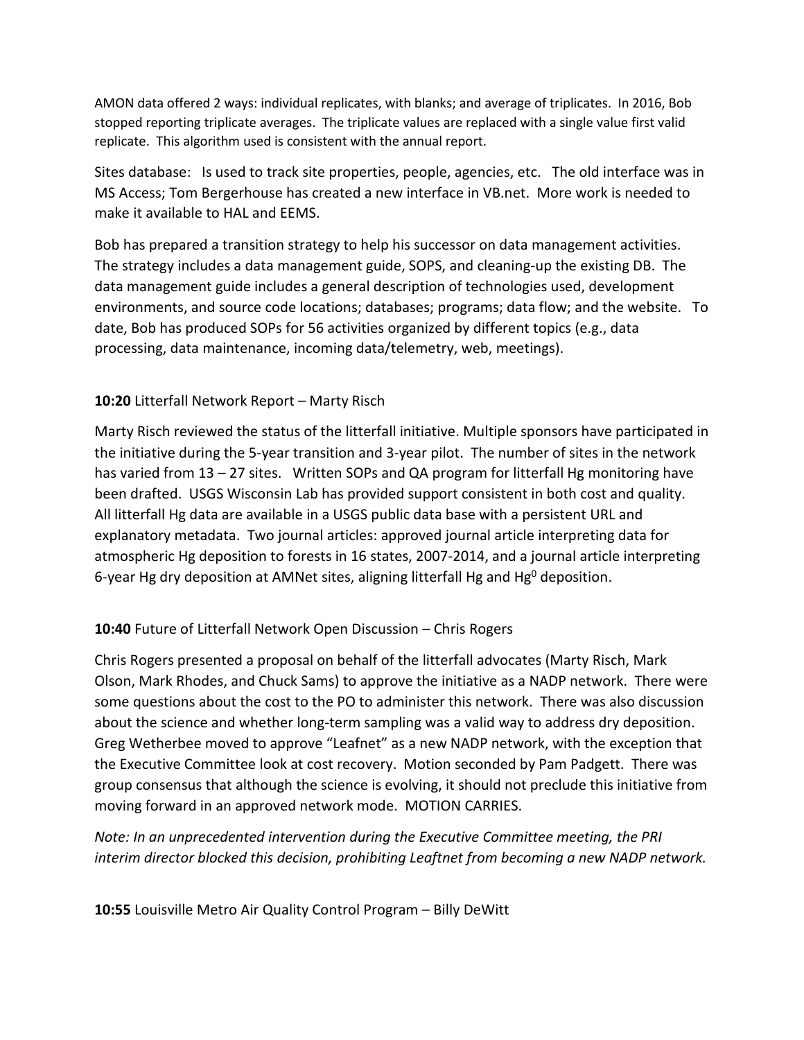AMON data offered 2 ways: individual replicates, with blanks; and average of triplicates. In 2016, Bob stopped reporting triplicate averages. The triplicate values are replaced with a single value first valid replicate. This algorithm used is consistent with the annual report.

Sites database: Is used to track site properties, people, agencies, etc. The old interface was in MS Access; Tom Bergerhouse has created a new interface in VB.net. More work is needed to make it available to HAL and EEMS.

Bob has prepared a transition strategy to help his successor on data management activities. The strategy includes a data management guide, SOPS, and cleaning-up the existing DB. The data management guide includes a general description of technologies used, development environments, and source code locations; databases; programs; data flow; and the website. To date, Bob has produced SOPs for 56 activities organized by different topics (e.g., data processing, data maintenance, incoming data/telemetry, web, meetings).

**10:20** Litterfall Network Report – Marty Risch

Marty Risch reviewed the status of the litterfall initiative. Multiple sponsors have participated in the initiative during the 5-year transition and 3-year pilot. The number of sites in the network has varied from 13 – 27 sites. Written SOPs and QA program for litterfall Hg monitoring have been drafted. USGS Wisconsin Lab has provided support consistent in both cost and quality. All litterfall Hg data are available in a USGS public data base with a persistent URL and explanatory metadata. Two journal articles: approved journal article interpreting data for atmospheric Hg deposition to forests in 16 states, 2007-2014, and a journal article interpreting 6-year Hg dry deposition at AMNet sites, aligning litterfall Hg and $Hg^0$ deposition.

**10:40** Future of Litterfall Network Open Discussion – Chris Rogers

Chris Rogers presented a proposal on behalf of the litterfall advocates (Marty Risch, Mark Olson, Mark Rhodes, and Chuck Sams) to approve the initiative as a NADP network. There were some questions about the cost to the PO to administer this network. There was also discussion about the science and whether long-term sampling was a valid way to address dry deposition. Greg Wetherbee moved to approve "Leafnet" as a new NADP network, with the exception that the Executive Committee look at cost recovery. Motion seconded by Pam Padgett. There was group consensus that although the science is evolving, it should not preclude this initiative from moving forward in an approved network mode. MOTION CARRIES.

*Note: In an unprecedented intervention during the Executive Committee meeting, the PRI interim director blocked this decision, prohibiting Leaftnet from becoming a new NADP network.*

**10:55** Louisville Metro Air Quality Control Program – Billy DeWitt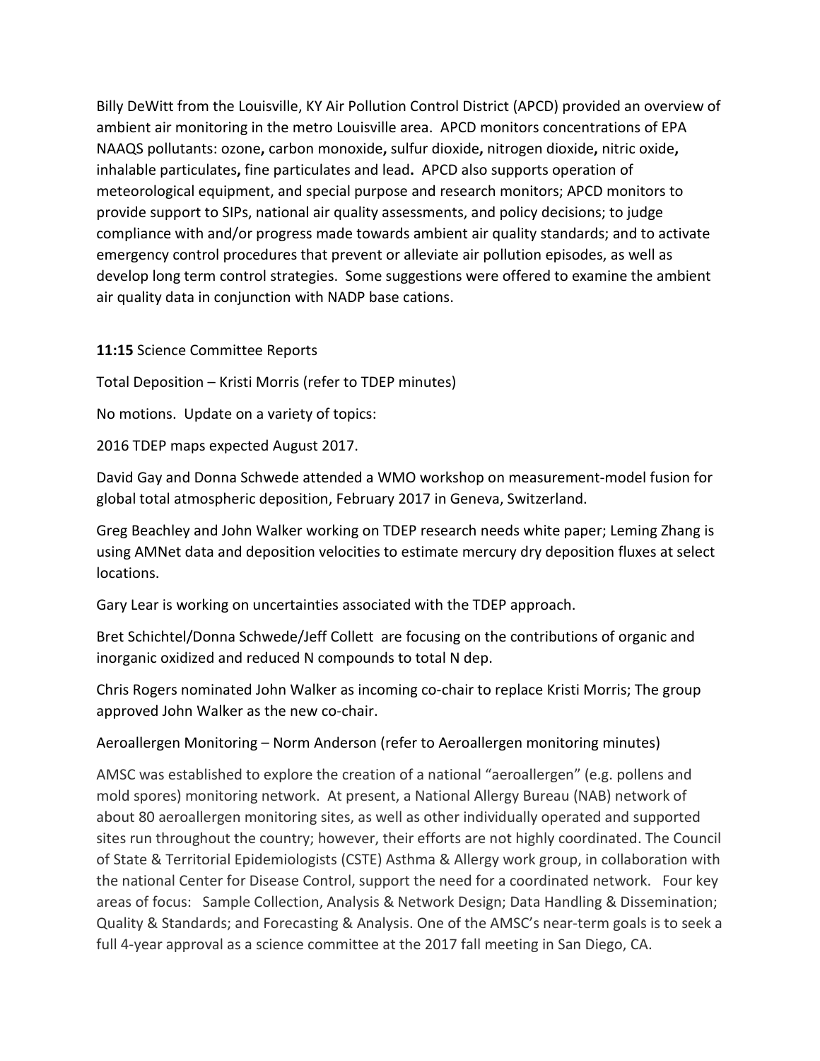Billy DeWitt from the Louisville, KY Air Pollution Control District (APCD) provided an overview of ambient air monitoring in the metro Louisville area. APCD monitors concentrations of EPA NAAQS pollutants: ozone**,** carbon monoxide**,** sulfur dioxide**,** nitrogen dioxide**,** nitric oxide**,** inhalable particulates**,** fine particulates and lead**.** APCD also supports operation of meteorological equipment, and special purpose and research monitors; APCD monitors to provide support to SIPs, national air quality assessments, and policy decisions; to judge compliance with and/or progress made towards ambient air quality standards; and to activate emergency control procedures that prevent or alleviate air pollution episodes, as well as develop long term control strategies. Some suggestions were offered to examine the ambient air quality data in conjunction with NADP base cations.

**11:15** Science Committee Reports

Total Deposition – Kristi Morris (refer to TDEP minutes)

No motions. Update on a variety of topics:

2016 TDEP maps expected August 2017.

David Gay and Donna Schwede attended a WMO workshop on measurement-model fusion for global total atmospheric deposition, February 2017 in Geneva, Switzerland.

Greg Beachley and John Walker working on TDEP research needs white paper; Leming Zhang is using AMNet data and deposition velocities to estimate mercury dry deposition fluxes at select locations.

Gary Lear is working on uncertainties associated with the TDEP approach.

Bret Schichtel/Donna Schwede/Jeff Collett are focusing on the contributions of organic and inorganic oxidized and reduced N compounds to total N dep.

Chris Rogers nominated John Walker as incoming co-chair to replace Kristi Morris; The group approved John Walker as the new co-chair.

Aeroallergen Monitoring – Norm Anderson (refer to Aeroallergen monitoring minutes)

AMSC was established to explore the creation of a national "aeroallergen" (e.g. pollens and mold spores) monitoring network. At present, a National Allergy Bureau (NAB) network of about 80 aeroallergen monitoring sites, as well as other individually operated and supported sites run throughout the country; however, their efforts are not highly coordinated. The Council of State & Territorial Epidemiologists (CSTE) Asthma & Allergy work group, in collaboration with the national Center for Disease Control, support the need for a coordinated network. Four key areas of focus: Sample Collection, Analysis & Network Design; Data Handling & Dissemination; Quality & Standards; and Forecasting & Analysis. One of the AMSC's near-term goals is to seek a full 4-year approval as a science committee at the 2017 fall meeting in San Diego, CA.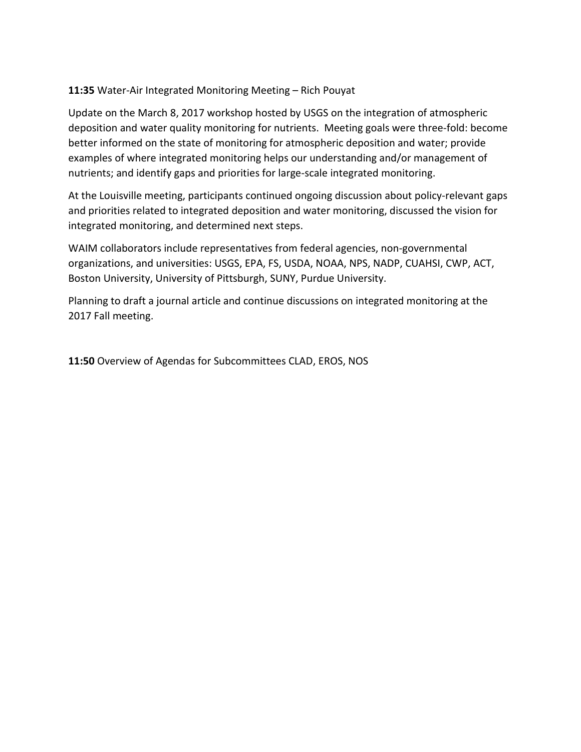**11:35** Water-Air Integrated Monitoring Meeting – Rich Pouyat

Update on the March 8, 2017 workshop hosted by USGS on the integration of atmospheric deposition and water quality monitoring for nutrients. Meeting goals were three-fold: become better informed on the state of monitoring for atmospheric deposition and water; provide examples of where integrated monitoring helps our understanding and/or management of nutrients; and identify gaps and priorities for large-scale integrated monitoring.

At the Louisville meeting, participants continued ongoing discussion about policy-relevant gaps and priorities related to integrated deposition and water monitoring, discussed the vision for integrated monitoring, and determined next steps.

WAIM collaborators include representatives from federal agencies, non-governmental organizations, and universities: USGS, EPA, FS, USDA, NOAA, NPS, NADP, CUAHSI, CWP, ACT, Boston University, University of Pittsburgh, SUNY, Purdue University.

Planning to draft a journal article and continue discussions on integrated monitoring at the 2017 Fall meeting.

**11:50** Overview of Agendas for Subcommittees CLAD, EROS, NOS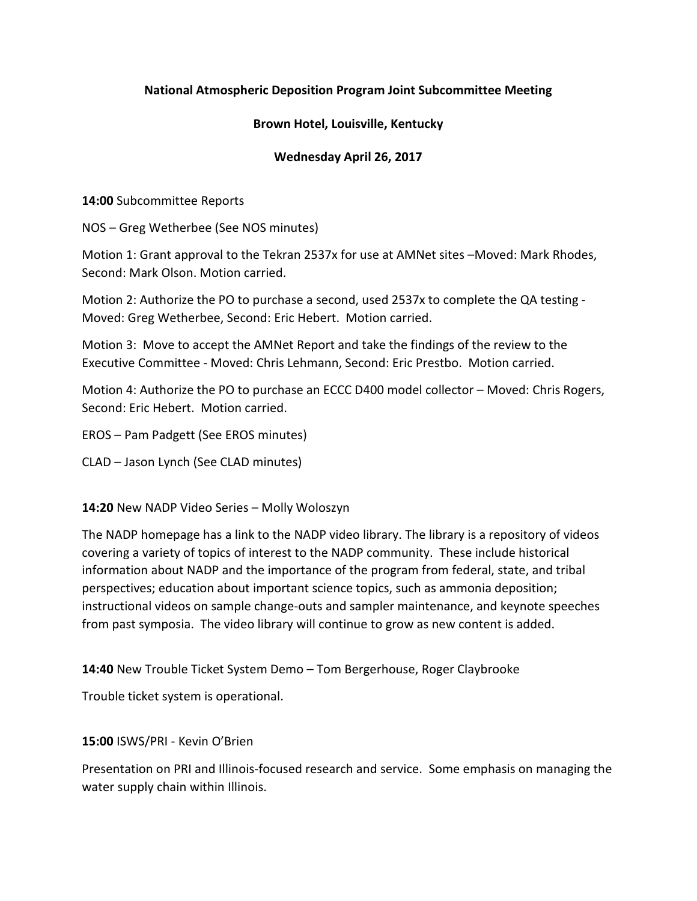**National Atmospheric Deposition Program Joint Subcommittee Meeting**

**Brown Hotel, Louisville, Kentucky**

**Wednesday April 26, 2017**

**14:00** Subcommittee Reports

NOS – Greg Wetherbee (See NOS minutes)

Motion 1: Grant approval to the Tekran 2537x for use at AMNet sites –Moved: Mark Rhodes, Second: Mark Olson. Motion carried.

Motion 2: Authorize the PO to purchase a second, used 2537x to complete the QA testing - Moved: Greg Wetherbee, Second: Eric Hebert. Motion carried.

Motion 3: Move to accept the AMNet Report and take the findings of the review to the Executive Committee - Moved: Chris Lehmann, Second: Eric Prestbo. Motion carried.

Motion 4: Authorize the PO to purchase an ECCC D400 model collector – Moved: Chris Rogers, Second: Eric Hebert. Motion carried.

EROS – Pam Padgett (See EROS minutes)

CLAD – Jason Lynch (See CLAD minutes)

**14:20** New NADP Video Series – Molly Woloszyn

The NADP homepage has a link to the NADP video library. The library is a repository of videos covering a variety of topics of interest to the NADP community. These include historical information about NADP and the importance of the program from federal, state, and tribal perspectives; education about important science topics, such as ammonia deposition; instructional videos on sample change-outs and sampler maintenance, and keynote speeches from past symposia. The video library will continue to grow as new content is added.

**14:40** New Trouble Ticket System Demo – Tom Bergerhouse, Roger Claybrooke

Trouble ticket system is operational.

**15:00** ISWS/PRI - Kevin O'Brien

Presentation on PRI and Illinois-focused research and service. Some emphasis on managing the water supply chain within Illinois.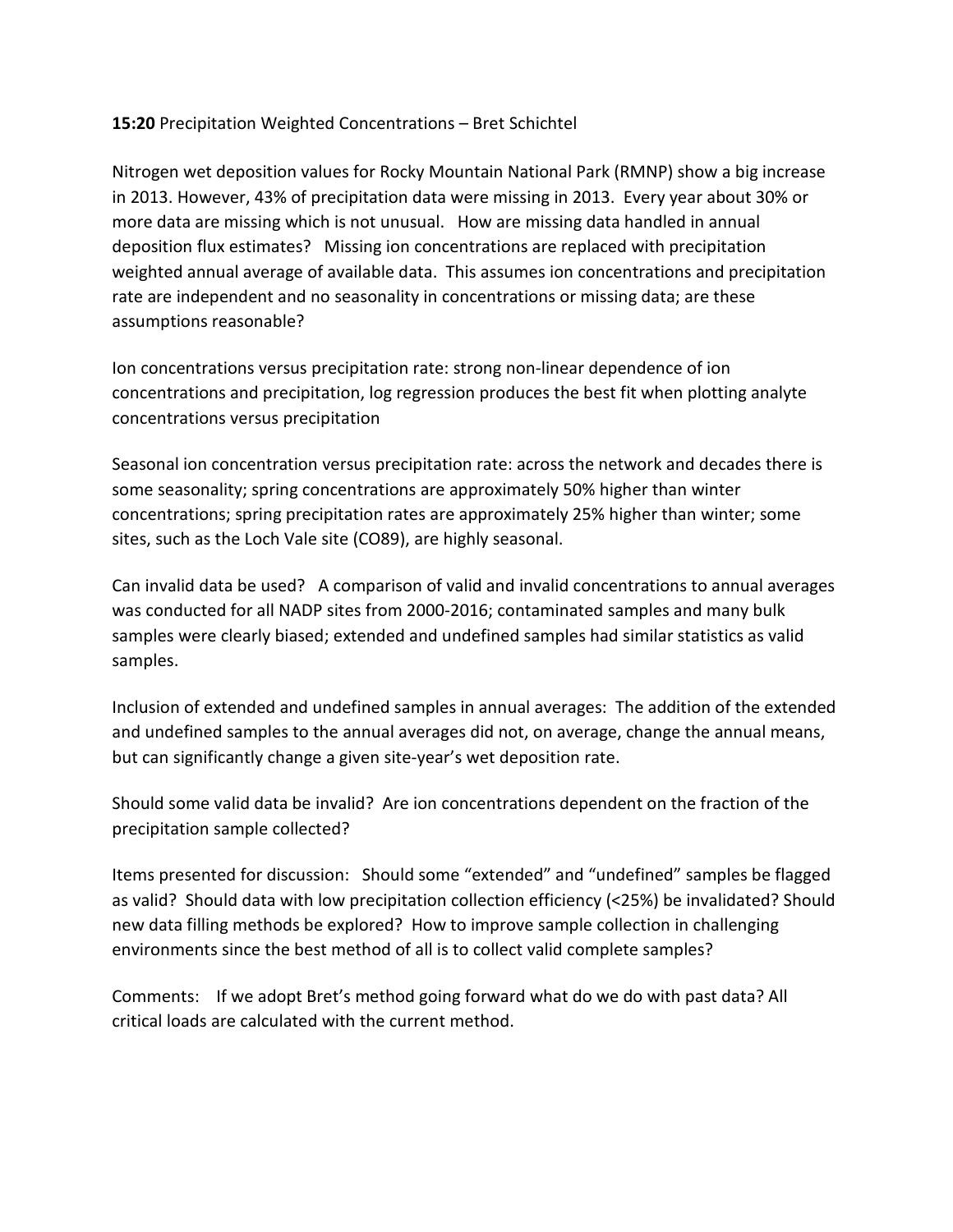**15:20** Precipitation Weighted Concentrations – Bret Schichtel

Nitrogen wet deposition values for Rocky Mountain National Park (RMNP) show a big increase in 2013. However, 43% of precipitation data were missing in 2013. Every year about 30% or more data are missing which is not unusual. How are missing data handled in annual deposition flux estimates? Missing ion concentrations are replaced with precipitation weighted annual average of available data. This assumes ion concentrations and precipitation rate are independent and no seasonality in concentrations or missing data; are these assumptions reasonable?

Ion concentrations versus precipitation rate: strong non-linear dependence of ion concentrations and precipitation, log regression produces the best fit when plotting analyte concentrations versus precipitation

Seasonal ion concentration versus precipitation rate: across the network and decades there is some seasonality; spring concentrations are approximately 50% higher than winter concentrations; spring precipitation rates are approximately 25% higher than winter; some sites, such as the Loch Vale site (CO89), are highly seasonal.

Can invalid data be used? A comparison of valid and invalid concentrations to annual averages was conducted for all NADP sites from 2000-2016; contaminated samples and many bulk samples were clearly biased; extended and undefined samples had similar statistics as valid samples.

Inclusion of extended and undefined samples in annual averages: The addition of the extended and undefined samples to the annual averages did not, on average, change the annual means, but can significantly change a given site-year's wet deposition rate.

Should some valid data be invalid? Are ion concentrations dependent on the fraction of the precipitation sample collected?

Items presented for discussion: Should some "extended" and "undefined" samples be flagged as valid? Should data with low precipitation collection efficiency (<25%) be invalidated? Should new data filling methods be explored? How to improve sample collection in challenging environments since the best method of all is to collect valid complete samples?

Comments: If we adopt Bret's method going forward what do we do with past data? All critical loads are calculated with the current method.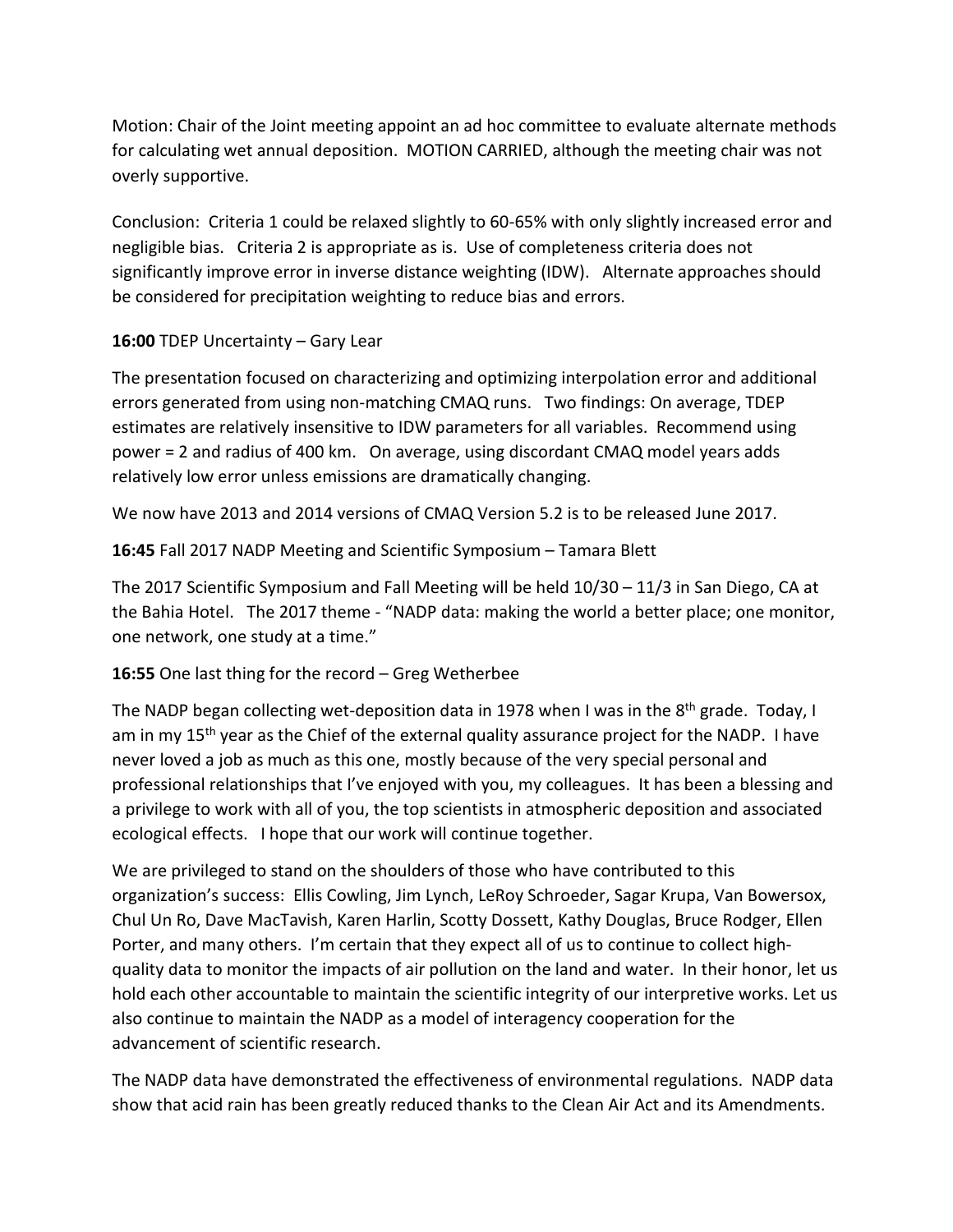Motion: Chair of the Joint meeting appoint an ad hoc committee to evaluate alternate methods for calculating wet annual deposition. MOTION CARRIED, although the meeting chair was not overly supportive.

Conclusion: Criteria 1 could be relaxed slightly to 60-65% with only slightly increased error and negligible bias. Criteria 2 is appropriate as is. Use of completeness criteria does not significantly improve error in inverse distance weighting (IDW). Alternate approaches should be considered for precipitation weighting to reduce bias and errors.

**16:00** TDEP Uncertainty – Gary Lear

The presentation focused on characterizing and optimizing interpolation error and additional errors generated from using non-matching CMAQ runs. Two findings: On average, TDEP estimates are relatively insensitive to IDW parameters for all variables. Recommend using power = 2 and radius of 400 km. On average, using discordant CMAQ model years adds relatively low error unless emissions are dramatically changing.

We now have 2013 and 2014 versions of CMAQ Version 5.2 is to be released June 2017.

**16:45** Fall 2017 NADP Meeting and Scientific Symposium – Tamara Blett

The 2017 Scientific Symposium and Fall Meeting will be held 10/30 – 11/3 in San Diego, CA at the Bahia Hotel. The 2017 theme - "NADP data: making the world a better place; one monitor, one network, one study at a time."

**16:55** One last thing for the record – Greg Wetherbee

The NADP began collecting wet-deposition data in 1978 when I was in the 8th grade. Today, I am in my 15th year as the Chief of the external quality assurance project for the NADP. I have never loved a job as much as this one, mostly because of the very special personal and professional relationships that I've enjoyed with you, my colleagues. It has been a blessing and a privilege to work with all of you, the top scientists in atmospheric deposition and associated ecological effects. I hope that our work will continue together.

We are privileged to stand on the shoulders of those who have contributed to this organization's success: Ellis Cowling, Jim Lynch, LeRoy Schroeder, Sagar Krupa, Van Bowersox, Chul Un Ro, Dave MacTavish, Karen Harlin, Scotty Dossett, Kathy Douglas, Bruce Rodger, Ellen Porter, and many others. I'm certain that they expect all of us to continue to collect high-quality data to monitor the impacts of air pollution on the land and water. In their honor, let us hold each other accountable to maintain the scientific integrity of our interpretive works. Let us also continue to maintain the NADP as a model of interagency cooperation for the advancement of scientific research.

The NADP data have demonstrated the effectiveness of environmental regulations. NADP data show that acid rain has been greatly reduced thanks to the Clean Air Act and its Amendments.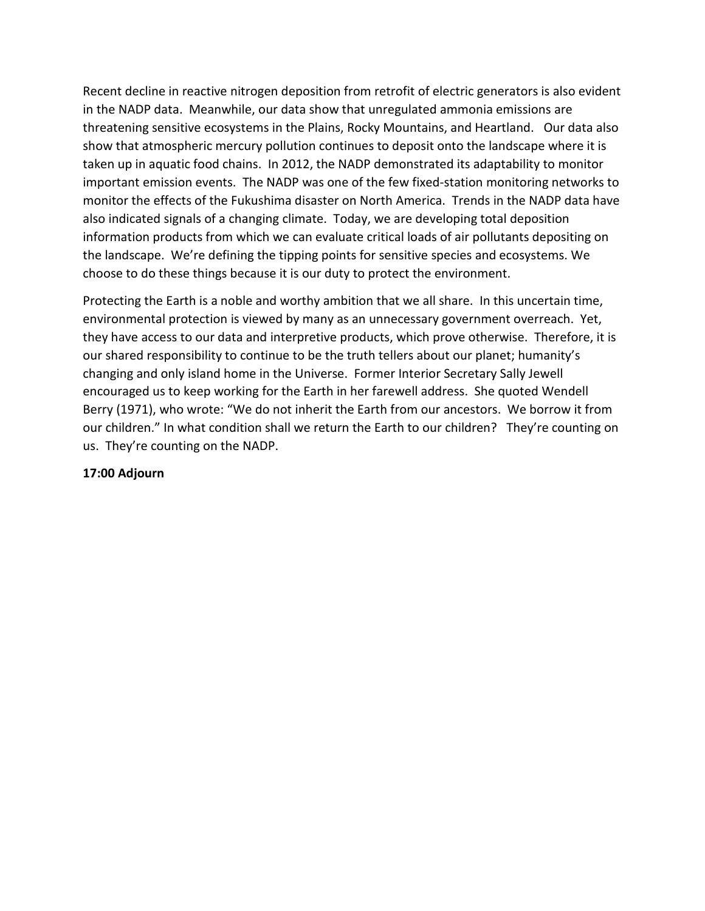Recent decline in reactive nitrogen deposition from retrofit of electric generators is also evident in the NADP data. Meanwhile, our data show that unregulated ammonia emissions are threatening sensitive ecosystems in the Plains, Rocky Mountains, and Heartland. Our data also show that atmospheric mercury pollution continues to deposit onto the landscape where it is taken up in aquatic food chains. In 2012, the NADP demonstrated its adaptability to monitor important emission events. The NADP was one of the few fixed-station monitoring networks to monitor the effects of the Fukushima disaster on North America. Trends in the NADP data have also indicated signals of a changing climate. Today, we are developing total deposition information products from which we can evaluate critical loads of air pollutants depositing on the landscape. We're defining the tipping points for sensitive species and ecosystems. We choose to do these things because it is our duty to protect the environment.

Protecting the Earth is a noble and worthy ambition that we all share. In this uncertain time, environmental protection is viewed by many as an unnecessary government overreach. Yet, they have access to our data and interpretive products, which prove otherwise. Therefore, it is our shared responsibility to continue to be the truth tellers about our planet; humanity's changing and only island home in the Universe. Former Interior Secretary Sally Jewell encouraged us to keep working for the Earth in her farewell address. She quoted Wendell Berry (1971), who wrote: "We do not inherit the Earth from our ancestors. We borrow it from our children." In what condition shall we return the Earth to our children? They're counting on us. They're counting on the NADP.

**17:00 Adjourn**